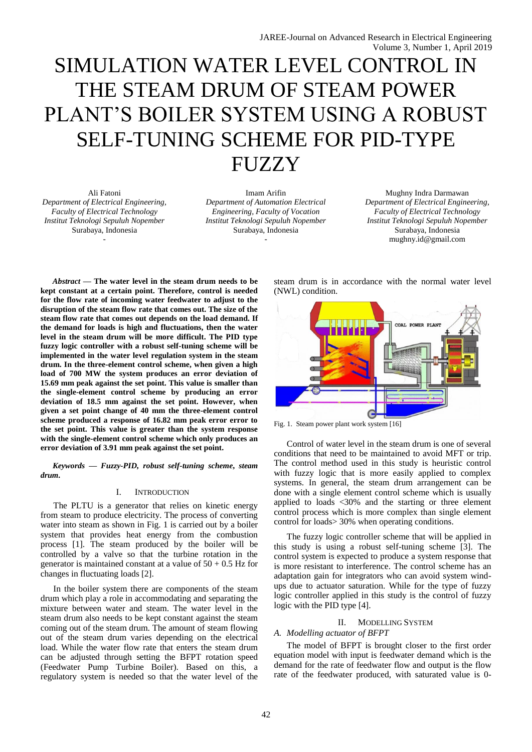# SIMULATION WATER LEVEL CONTROL IN THE STEAM DRUM OF STEAM POWER PLANT'S BOILER SYSTEM USING A ROBUST SELF-TUNING SCHEME FOR PID-TYPE FUZZY

Ali Fatoni
*Department of Electrical Engineering, Faculty of Electrical Technology*
*Institut Teknologi Sepuluh Nopember*
Surabaya, Indonesia
-

Imam Arifin
*Department of Automation Electrical Engineering, Faculty of Vocation*
*Institut Teknologi Sepuluh Nopember*
Surabaya, Indonesia
-

Mughny Indra Darmawan
*Department of Electrical Engineering, Faculty of Electrical Technology*
*Institut Teknologi Sepuluh Nopember*
Surabaya, Indonesia
mughny.id@gmail.com

***Abstract*** **— The water level in the steam drum needs to be kept constant at a certain point. Therefore, control is needed for the flow rate of incoming water feedwater to adjust to the disruption of the steam flow rate that comes out. The size of the steam flow rate that comes out depends on the load demand. If the demand for loads is high and fluctuations, then the water level in the steam drum will be more difficult. The PID type fuzzy logic controller with a robust self-tuning scheme will be implemented in the water level regulation system in the steam drum. In the three-element control scheme, when given a high load of 700 MW the system produces an error deviation of 15.69 mm peak against the set point. This value is smaller than the single-element control scheme by producing an error deviation of 18.5 mm against the set point. However, when given a set point change of 40 mm the three-element control scheme produced a response of 16.82 mm peak error error to the set point. This value is greater than the system response with the single-element control scheme which only produces an error deviation of 3.91 mm peak against the set point.**

***Keywords — Fuzzy-PID, robust self-tuning scheme, steam drum.***

## I. Introduction

The PLTU is a generator that relies on kinetic energy from steam to produce electricity. The process of converting water into steam as shown in Fig. 1 is carried out by a boiler system that provides heat energy from the combustion process [1]. The steam produced by the boiler will be controlled by a valve so that the turbine rotation in the generator is maintained constant at a value of 50 + 0.5 Hz for changes in fluctuating loads [2].

In the boiler system there are components of the steam drum which play a role in accommodating and separating the mixture between water and steam. The water level in the steam drum also needs to be kept constant against the steam coming out of the steam drum. The amount of steam flowing out of the steam drum varies depending on the electrical load. While the water flow rate that enters the steam drum can be adjusted through setting the BFPT rotation speed (Feedwater Pump Turbine Boiler). Based on this, a regulatory system is needed so that the water level of the steam drum is in accordance with the normal water level (NWL) condition.

Fig. 1. Steam power plant work system [16]

Control of water level in the steam drum is one of several conditions that need to be maintained to avoid MFT or trip. The control method used in this study is heuristic control with fuzzy logic that is more easily applied to complex systems. In general, the steam drum arrangement can be done with a single element control scheme which is usually applied to loads <30% and the starting or three element control process which is more complex than single element control for loads> 30% when operating conditions.

The fuzzy logic controller scheme that will be applied in this study is using a robust self-tuning scheme [3]. The control system is expected to produce a system response that is more resistant to interference. The control scheme has an adaptation gain for integrators who can avoid system wind-ups due to actuator saturation. While for the type of fuzzy logic controller applied in this study is the control of fuzzy logic with the PID type [4].

## II. Modelling System

### *A. Modelling actuator of BFPT*

The model of BFPT is brought closer to the first order equation model with input is feedwater demand which is the demand for the rate of feedwater flow and output is the flow rate of the feedwater produced, with saturated value is 0-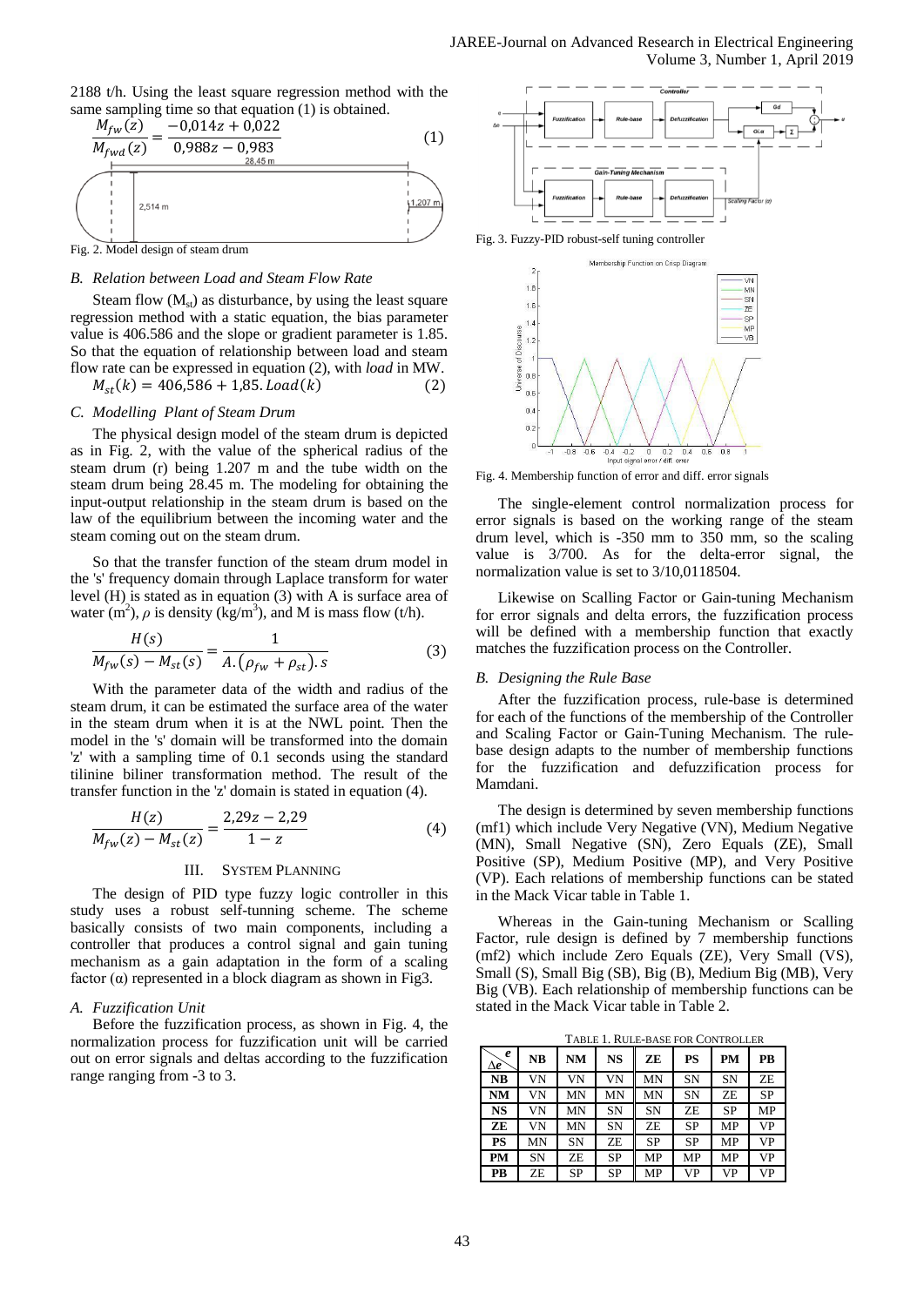2188 t/h. Using the least square regression method with the same sampling time so that equation (1) is obtained.

$$\frac{M_{fw}(z)}{M_{fwd}(z)} = \frac{-0{,}014z + 0{,}022}{0{,}988z - 0{,}983} \quad (1)$$

Fig. 2. Model design of steam drum

### B. Relation between Load and Steam Flow Rate

Steam flow ($M_{st}$) as disturbance, by using the least square regression method with a static equation, the bias parameter value is 406.586 and the slope or gradient parameter is 1.85. So that the equation of relationship between load and steam flow rate can be expressed in equation (2), with *load* in MW.

$$M_{st}(k) = 406{,}586 + 1{,}85.Load(k) \quad (2)$$

### C. Modelling Plant of Steam Drum

The physical design model of the steam drum is depicted as in Fig. 2, with the value of the spherical radius of the steam drum (r) being 1.207 m and the tube width on the steam drum being 28.45 m. The modeling for obtaining the input-output relationship in the steam drum is based on the law of the equilibrium between the incoming water and the steam coming out on the steam drum.

So that the transfer function of the steam drum model in the 's' frequency domain through Laplace transform for water level (H) is stated as in equation (3) with A is surface area of water ($m^2$), $\rho$ is density ($kg/m^3$), and M is mass flow (t/h).

$$\frac{H(s)}{M_{fw}(s) - M_{st}(s)} = \frac{1}{A.(\rho_{fw} + \rho_{st}).s} \quad (3)$$

With the parameter data of the width and radius of the steam drum, it can be estimated the surface area of the water in the steam drum when it is at the NWL point. Then the model in the 's' domain will be transformed into the domain 'z' with a sampling time of 0.1 seconds using the standard tilinine biliner transformation method. The result of the transfer function in the 'z' domain is stated in equation (4).

$$\frac{H(z)}{M_{fw}(z) - M_{st}(z)} = \frac{2{,}29z - 2{,}29}{1 - z} \quad (4)$$

## III. System Planning

The design of PID type fuzzy logic controller in this study uses a robust self-tunning scheme. The scheme basically consists of two main components, including a controller that produces a control signal and gain tuning mechanism as a gain adaptation in the form of a scaling factor ($\alpha$) represented in a block diagram as shown in Fig3.

### A. Fuzzification Unit

Before the fuzzification process, as shown in Fig. 4, the normalization process for fuzzification unit will be carried out on error signals and deltas according to the fuzzification range ranging from -3 to 3.

Fig. 3. Fuzzy-PID robust-self tuning controller

Fig. 4. Membership function of error and diff. error signals

The single-element control normalization process for error signals is based on the working range of the steam drum level, which is -350 mm to 350 mm, so the scaling value is 3/700. As for the delta-error signal, the normalization value is set to 3/10,0118504.

Likewise on Scalling Factor or Gain-tuning Mechanism for error signals and delta errors, the fuzzification process will be defined with a membership function that exactly matches the fuzzification process on the Controller.

### B. Designing the Rule Base

After the fuzzification process, rule-base is determined for each of the functions of the membership of the Controller and Scaling Factor or Gain-Tuning Mechanism. The rule-base design adapts to the number of membership functions for the fuzzification and defuzzification process for Mamdani.

The design is determined by seven membership functions (mf1) which include Very Negative (VN), Medium Negative (MN), Small Negative (SN), Zero Equals (ZE), Small Positive (SP), Medium Positive (MP), and Very Positive (VP). Each relations of membership functions can be stated in the Mack Vicar table in Table 1.

Whereas in the Gain-tuning Mechanism or Scalling Factor, rule design is defined by 7 membership functions (mf2) which include Zero Equals (ZE), Very Small (VS), Small (S), Small Big (SB), Big (B), Medium Big (MB), Very Big (VB). Each relationship of membership functions can be stated in the Mack Vicar table in Table 2.

TABLE 1. RULE-BASE FOR CONTROLLER

| $\Delta e$ \ $e$ | NB | NM | NS | ZE | PS | PM | PB |
|---|---|---|---|---|---|---|---|
| NB | VN | VN | VN | MN | SN | SN | ZE |
| NM | VN | MN | MN | MN | SN | ZE | SP |
| NS | VN | MN | SN | SN | ZE | SP | MP |
| ZE | VN | MN | SN | ZE | SP | MP | VP |
| PS | MN | SN | ZE | SP | SP | MP | VP |
| PM | SN | ZE | SP | MP | MP | MP | VP |
| PB | ZE | SP | SP | MP | VP | VP | VP |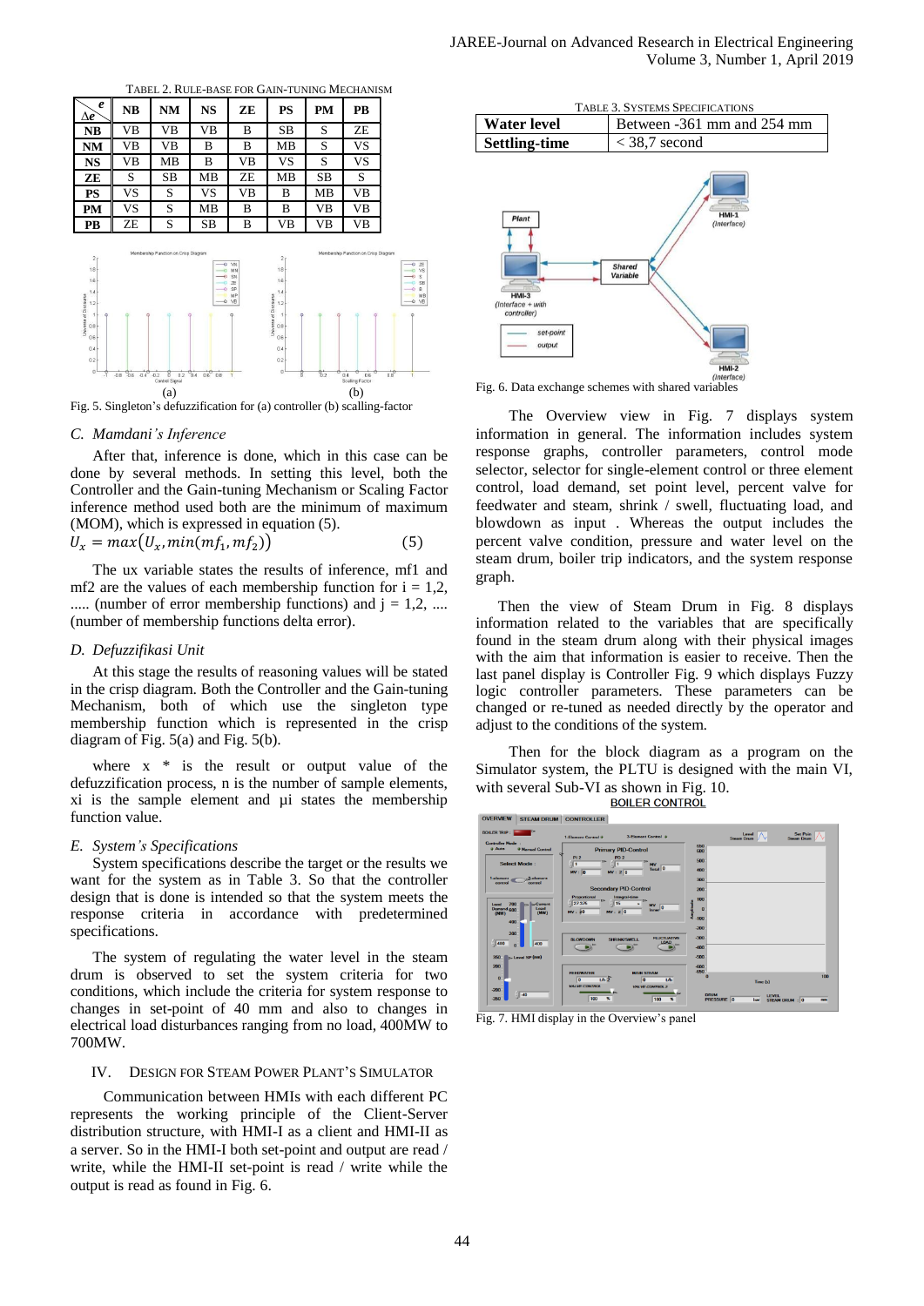TABEL 2. RULE-BASE FOR GAIN-TUNING MECHANISM

| e / Δe | NB | NM | NS | ZE | PS | PM | PB |
|---|---|---|---|---|---|---|---|
| **NB** | VB | VB | VB | B | SB | S | ZE |
| **NM** | VB | VB | B | B | MB | S | VS |
| **NS** | VB | MB | B | VB | VS | S | VS |
| **ZE** | S | SB | MB | ZE | MB | SB | S |
| **PS** | VS | S | VS | VB | B | MB | VB |
| **PM** | VS | S | MB | B | B | VB | VB |
| **PB** | ZE | S | SB | B | VB | VB | VB |

Fig. 5. Singleton's defuzzification for (a) controller (b) scaling-factor

### C. Mamdani's Inference

After that, inference is done, which in this case can be done by several methods. In setting this level, both the Controller and the Gain-tuning Mechanism or Scaling Factor inference method used both are the minimum of maximum (MOM), which is expressed in equation (5).

$$U_x = max(U_x, min(mf_1, mf_2)) \quad (5)$$

The ux variable states the results of inference, mf1 and mf2 are the values of each membership function for i = 1,2, ..... (number of error membership functions) and j = 1,2, .... (number of membership functions delta error).

### D. Defuzzifikasi Unit

At this stage the results of reasoning values will be stated in the crisp diagram. Both the Controller and the Gain-tuning Mechanism, both of which use the singleton type membership function which is represented in the crisp diagram of Fig. 5(a) and Fig. 5(b).

where x * is the result or output value of the defuzzification process, n is the number of sample elements, xi is the sample element and µi states the membership function value.

### E. System's Specifications

System specifications describe the target or the results we want for the system as in Table 3. So that the controller design that is done is intended so that the system meets the response criteria in accordance with predetermined specifications.

The system of regulating the water level in the steam drum is observed to set the system criteria for two conditions, which include the criteria for system response to changes in set-point of 40 mm and also to changes in electrical load disturbances ranging from no load, 400MW to 700MW.

## IV. DESIGN FOR STEAM POWER PLANT'S SIMULATOR

Communication between HMIs with each different PC represents the working principle of the Client-Server distribution structure, with HMI-I as a client and HMI-II as a server. So in the HMI-I both set-point and output are read / write, while the HMI-II set-point is read / write while the output is read as found in Fig. 6.

TABLE 3. SYSTEMS SPECIFICATIONS

| | |
|---|---|
| **Water level** | Between -361 mm and 254 mm |
| **Settling-time** | < 38,7 second |

Fig. 6. Data exchange schemes with shared variables

The Overview view in Fig. 7 displays system information in general. The information includes system response graphs, controller parameters, control mode selector, selector for single-element control or three element control, load demand, set point level, percent valve for feedwater and steam, shrink / swell, fluctuating load, and blowdown as input . Whereas the output includes the percent valve condition, pressure and water level on the steam drum, boiler trip indicators, and the system response graph.

Then the view of Steam Drum in Fig. 8 displays information related to the variables that are specifically found in the steam drum along with their physical images with the aim that information is easier to receive. Then the last panel display is Controller Fig. 9 which displays Fuzzy logic controller parameters. These parameters can be changed or re-tuned as needed directly by the operator and adjust to the conditions of the system.

Then for the block diagram as a program on the Simulator system, the PLTU is designed with the main VI, with several Sub-VI as shown in Fig. 10.

Fig. 7. HMI display in the Overview's panel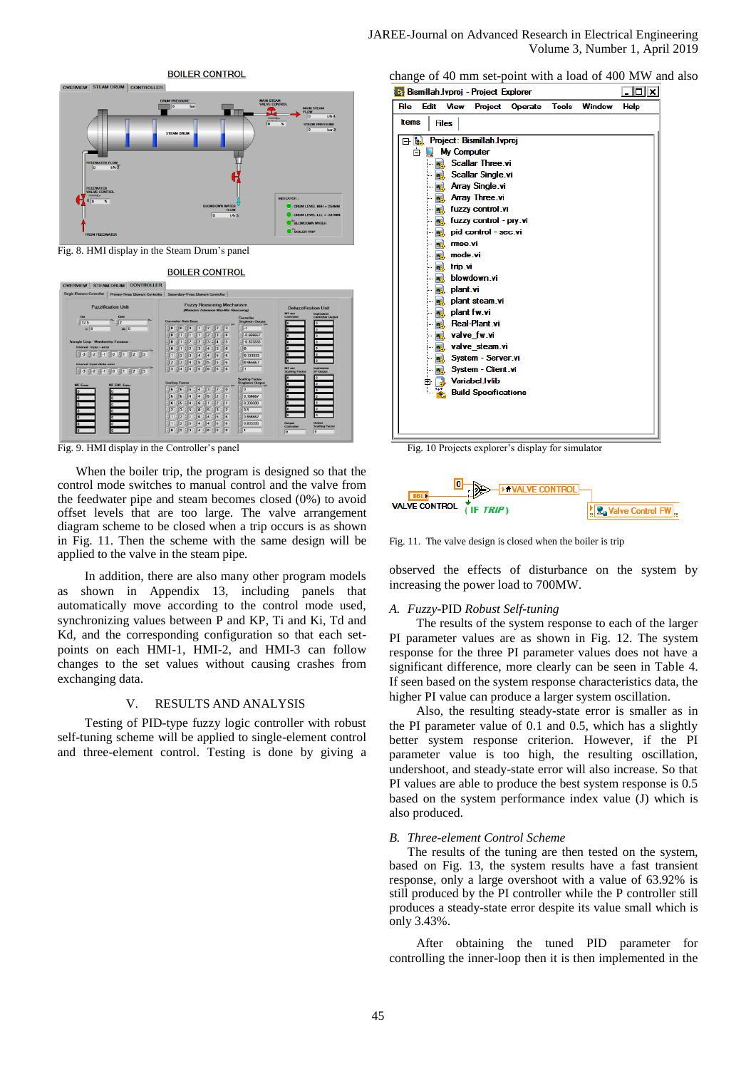Fig. 8. HMI display in the Steam Drum's panel

Fig. 9. HMI display in the Controller's panel

When the boiler trip, the program is designed so that the control mode switches to manual control and the valve from the feedwater pipe and steam becomes closed (0%) to avoid offset levels that are too large. The valve arrangement diagram scheme to be closed when a trip occurs is as shown in Fig. 11. Then the same design will be applied to the valve in the steam pipe.

In addition, there are also many other program models as shown in Appendix 13, including panels that automatically move according to the control mode used, synchronizing values between P and KP, Ti and Ki, Td and Kd, and the corresponding configuration so that each set-points on each HMI-1, HMI-2, and HMI-3 can follow changes to the set values without causing crashes from exchanging data.

## V. RESULTS AND ANALYSIS

Testing of PID-type fuzzy logic controller with robust self-tuning scheme will be applied to single-element control and three-element control. Testing is done by giving a change of 40 mm set-point with a load of 400 MW and also

Fig. 10 Projects explorer's display for simulator

Fig. 11. The valve design is closed when the boiler is trip

observed the effects of disturbance on the system by increasing the power load to 700MW.

### A. *Fuzzy-PID Robust Self-tuning*

The results of the system response to each of the larger PI parameter values are as shown in Fig. 12. The system response for the three PI parameter values does not have a significant difference, more clearly can be seen in Table 4. If seen based on the system response characteristics data, the higher PI value can produce a larger system oscillation.

Also, the resulting steady-state error is smaller as in the PI parameter value of 0.1 and 0.5, which has a slightly better system response criterion. However, if the PI parameter value is too high, the resulting oscillation, undershoot, and steady-state error will also increase. So that PI values are able to produce the best system response is 0.5 based on the system performance index value (J) which is also produced.

### B. *Three-element Control Scheme*

The results of the tuning are then tested on the system, based on Fig. 13, the system results have a fast transient response, only a large overshoot with a value of 63.92% is still produced by the PI controller while the P controller still produces a steady-state error despite its value small which is only 3.43%.

After obtaining the tuned PID parameter for controlling the inner-loop then it is then implemented in the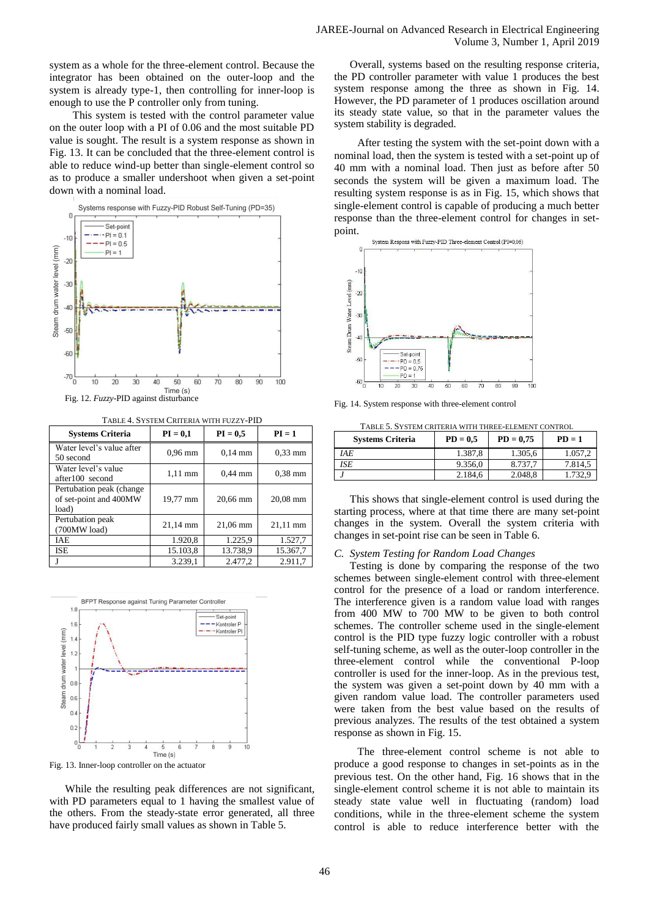system as a whole for the three-element control. Because the integrator has been obtained on the outer-loop and the system is already type-1, then controlling for inner-loop is enough to use the P controller only from tuning.

This system is tested with the control parameter value on the outer loop with a PI of 0.06 and the most suitable PD value is sought. The result is a system response as shown in Fig. 13. It can be concluded that the three-element control is able to reduce wind-up better than single-element control so as to produce a smaller undershoot when given a set-point down with a nominal load.

Fig. 12. *Fuzzy*-PID against disturbance

TABLE 4. SYSTEM CRITERIA WITH FUZZY-PID

| Systems Criteria | PI = 0,1 | PI = 0,5 | PI = 1 |
|---|---|---|---|
| Water level's value after 50 second | 0,96 mm | 0,14 mm | 0,33 mm |
| Water level's value after100 second | 1,11 mm | 0,44 mm | 0,38 mm |
| Pertubation peak (change of set-point and 400MW load) | 19,77 mm | 20,66 mm | 20,08 mm |
| Pertubation peak (700MW load) | 21,14 mm | 21,06 mm | 21,11 mm |
| IAE | 1.920,8 | 1.225,9 | 1.527,7 |
| ISE | 15.103,8 | 13.738,9 | 15.367,7 |
| J | 3.239,1 | 2.477,2 | 2.911,7 |

Fig. 13. Inner-loop controller on the actuator

While the resulting peak differences are not significant, with PD parameters equal to 1 having the smallest value of the others. From the steady-state error generated, all three have produced fairly small values as shown in Table 5.

Overall, systems based on the resulting response criteria, the PD controller parameter with value 1 produces the best system response among the three as shown in Fig. 14. However, the PD parameter of 1 produces oscillation around its steady state value, so that in the parameter values the system stability is degraded.

After testing the system with the set-point down with a nominal load, then the system is tested with a set-point up of 40 mm with a nominal load. Then just as before after 50 seconds the system will be given a maximum load. The resulting system response is as in Fig. 15, which shows that single-element control is capable of producing a much better response than the three-element control for changes in set-point.

Fig. 14. System response with three-element control

TABLE 5. SYSTEM CRITERIA WITH THREE-ELEMENT CONTROL

| Systems Criteria | PD = 0,5 | PD = 0,75 | PD = 1 |
|---|---|---|---|
| *IAE* | 1.387,8 | 1.305,6 | 1.057,2 |
| *ISE* | 9.356,0 | 8.737,7 | 7.814,5 |
| *J* | 2.184,6 | 2.048,8 | 1.732,9 |

This shows that single-element control is used during the starting process, where at that time there are many set-point changes in the system. Overall the system criteria with changes in set-point rise can be seen in Table 6.

### *C. System Testing for Random Load Changes*

Testing is done by comparing the response of the two schemes between single-element control with three-element control for the presence of a load or random interference. The interference given is a random value load with ranges from 400 MW to 700 MW to be given to both control schemes. The controller scheme used in the single-element control is the PID type fuzzy logic controller with a robust self-tuning scheme, as well as the outer-loop controller in the three-element control while the conventional P-loop controller is used for the inner-loop. As in the previous test, the system was given a set-point down by 40 mm with a given random value load. The controller parameters used were taken from the best value based on the results of previous analyzes. The results of the test obtained a system response as shown in Fig. 15.

The three-element control scheme is not able to produce a good response to changes in set-points as in the previous test. On the other hand, Fig. 16 shows that in the single-element control scheme it is not able to maintain its steady state value well in fluctuating (random) load conditions, while in the three-element scheme the system control is able to reduce interference better with the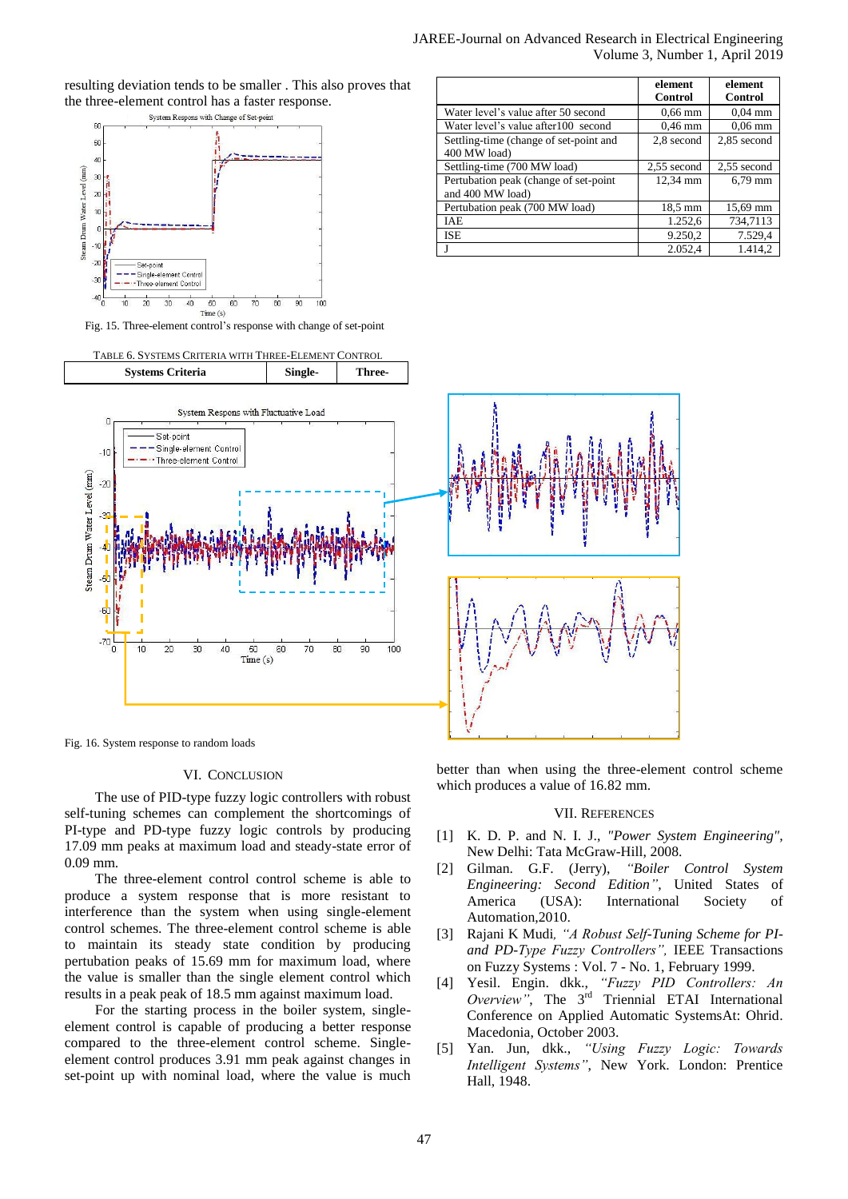resulting deviation tends to be smaller . This also proves that the three-element control has a faster response.

Fig. 15. Three-element control's response with change of set-point

TABLE 6. SYSTEMS CRITERIA WITH THREE-ELEMENT CONTROL

| Systems Criteria | Single-element Control | Three-element Control |
|---|---|---|
| Water level's value after 50 second | 0,66 mm | 0,04 mm |
| Water level's value after100 second | 0,46 mm | 0,06 mm |
| Settling-time (change of set-point and 400 MW load) | 2,8 second | 2,85 second |
| Settling-time (700 MW load) | 2,55 second | 2,55 second |
| Pertubation peak (change of set-point and 400 MW load) | 12,34 mm | 6,79 mm |
| Pertubation peak (700 MW load) | 18,5 mm | 15,69 mm |
| IAE | 1.252,6 | 734,7113 |
| ISE | 9.250,2 | 7.529,4 |
| J | 2.052,4 | 1.414,2 |

Fig. 16. System response to random loads

## VI. CONCLUSION

The use of PID-type fuzzy logic controllers with robust self-tuning schemes can complement the shortcomings of PI-type and PD-type fuzzy logic controls by producing 17.09 mm peaks at maximum load and steady-state error of 0.09 mm.

The three-element control control scheme is able to produce a system response that is more resistant to interference than the system when using single-element control schemes. The three-element control scheme is able to maintain its steady state condition by producing pertubation peaks of 15.69 mm for maximum load, where the value is smaller than the single element control which results in a peak peak of 18.5 mm against maximum load.

For the starting process in the boiler system, single-element control is capable of producing a better response compared to the three-element control scheme. Single-element control produces 3.91 mm peak against changes in set-point up with nominal load, where the value is much better than when using the three-element control scheme which produces a value of 16.82 mm.

## VII. REFERENCES

[1] K. D. P. and N. I. J., *"Power System Engineering"*, New Delhi: Tata McGraw-Hill, 2008.

[2] Gilman. G.F. (Jerry), *"Boiler Control System Engineering: Second Edition"*, United States of America (USA): International Society of Automation,2010.

[3] Rajani K Mudi*, "A Robust Self-Tuning Scheme for PI- and PD-Type Fuzzy Controllers",* IEEE Transactions on Fuzzy Systems : Vol. 7 - No. 1, February 1999.

[4] Yesil. Engin. dkk., *"Fuzzy PID Controllers: An Overview"*, The 3rd Triennial ETAI International Conference on Applied Automatic SystemsAt: Ohrid. Macedonia, October 2003.

[5] Yan. Jun, dkk., *"Using Fuzzy Logic: Towards Intelligent Systems"*, New York. London: Prentice Hall, 1948.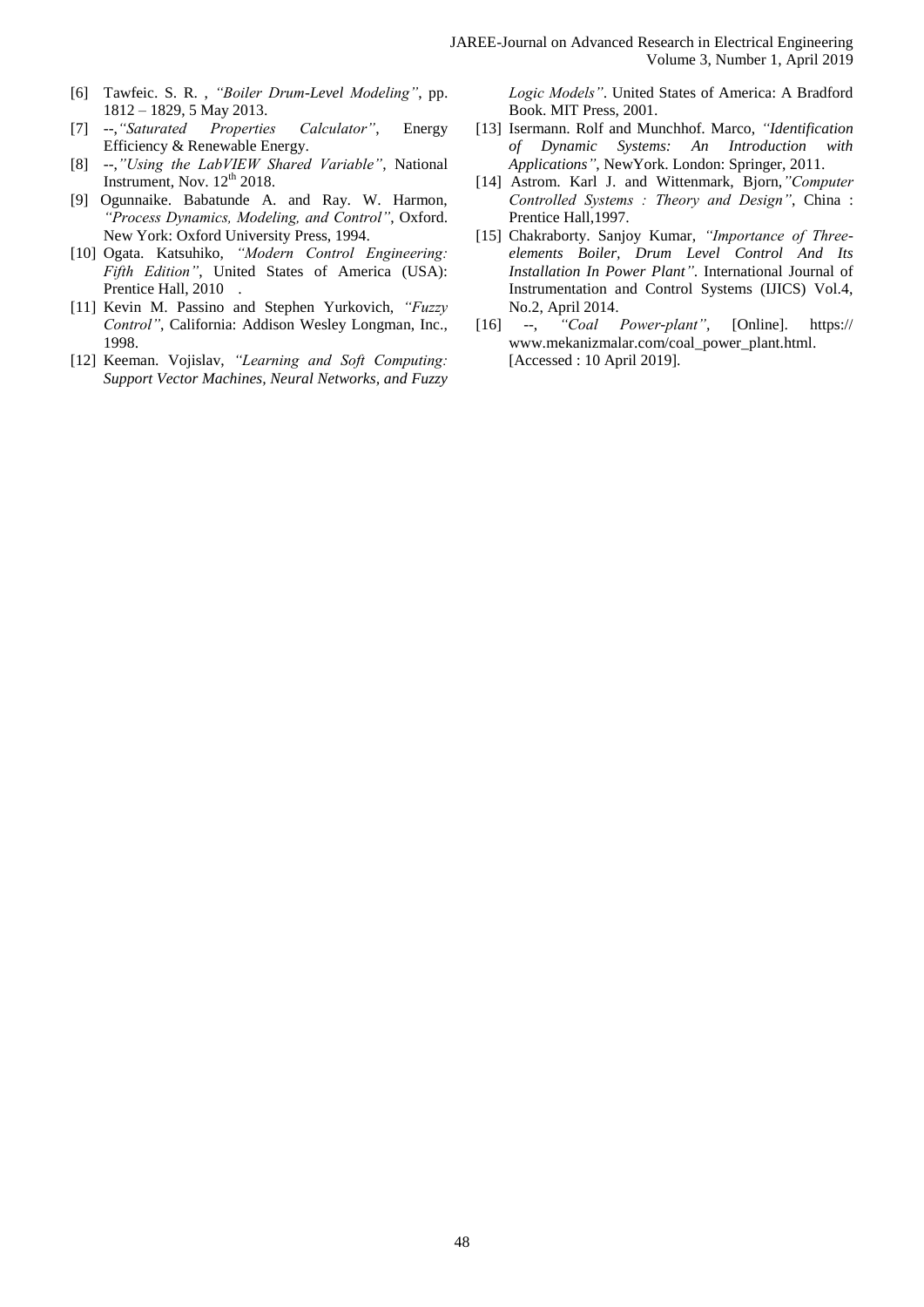[6] Tawfeic. S. R. , *"Boiler Drum-Level Modeling"*, pp. 1812 – 1829, 5 May 2013.

[7] --,*"Saturated Properties Calculator"*, Energy Efficiency & Renewable Energy.

[8] --,*"Using the LabVIEW Shared Variable"*, National Instrument, Nov. 12th 2018.

[9] Ogunnaike. Babatunde A. and Ray. W. Harmon, *"Process Dynamics, Modeling, and Control"*, Oxford. New York: Oxford University Press, 1994.

[10] Ogata. Katsuhiko, *"Modern Control Engineering: Fifth Edition"*, United States of America (USA): Prentice Hall, 2010 .

[11] Kevin M. Passino and Stephen Yurkovich, *"Fuzzy Control"*, California: Addison Wesley Longman, Inc., 1998.

[12] Keeman. Vojislav, *"Learning and Soft Computing: Support Vector Machines, Neural Networks, and Fuzzy Logic Models"*. United States of America: A Bradford Book. MIT Press, 2001.

[13] Isermann. Rolf and Munchhof. Marco, *"Identification of Dynamic Systems: An Introduction with Applications"*, NewYork. London: Springer, 2011.

[14] Astrom. Karl J. and Wittenmark, Bjorn,*"Computer Controlled Systems : Theory and Design"*, China : Prentice Hall,1997.

[15] Chakraborty. Sanjoy Kumar, *"Importance of Three-elements Boiler, Drum Level Control And Its Installation In Power Plant"*. International Journal of Instrumentation and Control Systems (IJICS) Vol.4, No.2, April 2014.

[16] --, *"Coal Power-plant"*, [Online]. https:// www.mekanizmalar.com/coal_power_plant.html. [Accessed : 10 April 2019].